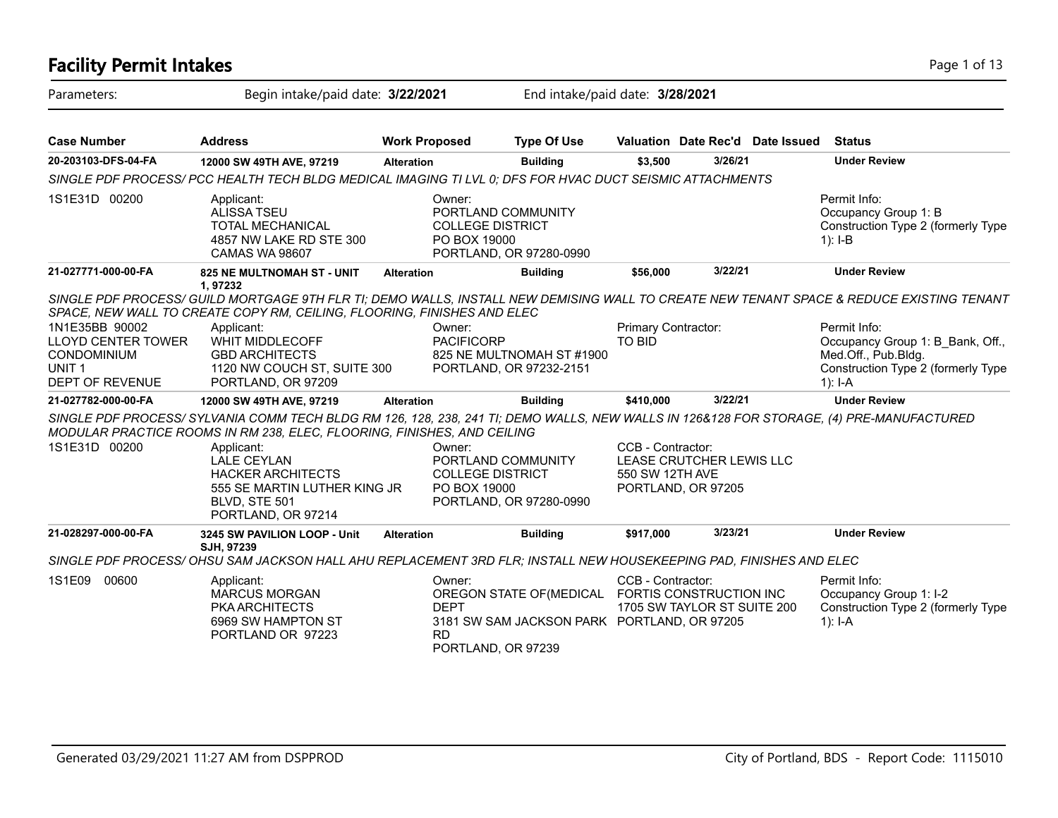# Facility Permit Intakes

Parameters: Begin intake/paid date: **3/22/2021** End intake/paid date: **3/28/2021**

| Case Number | Address | Work Proposed | Type Of Use | Valuation | Date Rec'd | Date Issued | Status |
|---|---|---|---|---|---|---|---|
| **20-203103-DFS-04-FA** | **12000 SW 49TH AVE, 97219** | **Alteration** | **Building** | **$3,500** | **3/26/21** | | **Under Review** |

*SINGLE PDF PROCESS/ PCC HEALTH TECH BLDG MEDICAL IMAGING TI LVL 0; DFS FOR HVAC DUCT SEISMIC ATTACHMENTS*

1S1E31D 00200

Applicant:
ALISSA TSEU
TOTAL MECHANICAL
4857 NW LAKE RD STE 300
CAMAS WA 98607

Owner:
PORTLAND COMMUNITY COLLEGE DISTRICT
PO BOX 19000
PORTLAND, OR 97280-0990

Permit Info:
Occupancy Group 1: B
Construction Type 2 (formerly Type 1): I-B

---

| Case Number | Address | Work Proposed | Type Of Use | Valuation | Date Rec'd | Date Issued | Status |
|---|---|---|---|---|---|---|---|
| **21-027771-000-00-FA** | **825 NE MULTNOMAH ST - UNIT 1, 97232** | **Alteration** | **Building** | **$56,000** | **3/22/21** | | **Under Review** |

*SINGLE PDF PROCESS/ GUILD MORTGAGE 9TH FLR TI; DEMO WALLS, INSTALL NEW DEMISING WALL TO CREATE NEW TENANT SPACE & REDUCE EXISTING TENANT SPACE, NEW WALL TO CREATE COPY RM, CEILING, FLOORING, FINISHES AND ELEC*

1N1E35BB 90002
LLOYD CENTER TOWER CONDOMINIUM
UNIT 1
DEPT OF REVENUE

Applicant:
WHIT MIDDLECOFF
GBD ARCHITECTS
1120 NW COUCH ST, SUITE 300
PORTLAND, OR 97209

Owner:
PACIFICORP
825 NE MULTNOMAH ST #1900
PORTLAND, OR 97232-2151

Primary Contractor:
TO BID

Permit Info:
Occupancy Group 1: B_Bank, Off., Med.Off., Pub.Bldg.
Construction Type 2 (formerly Type 1): I-A

---

| Case Number | Address | Work Proposed | Type Of Use | Valuation | Date Rec'd | Date Issued | Status |
|---|---|---|---|---|---|---|---|
| **21-027782-000-00-FA** | **12000 SW 49TH AVE, 97219** | **Alteration** | **Building** | **$410,000** | **3/22/21** | | **Under Review** |

*SINGLE PDF PROCESS/ SYLVANIA COMM TECH BLDG RM 126, 128, 238, 241 TI; DEMO WALLS, NEW WALLS IN 126&128 FOR STORAGE, (4) PRE-MANUFACTURED MODULAR PRACTICE ROOMS IN RM 238, ELEC, FLOORING, FINISHES, AND CEILING*

1S1E31D 00200

Applicant:
LALE CEYLAN
HACKER ARCHITECTS
555 SE MARTIN LUTHER KING JR BLVD, STE 501
PORTLAND, OR 97214

Owner:
PORTLAND COMMUNITY COLLEGE DISTRICT
PO BOX 19000
PORTLAND, OR 97280-0990

CCB - Contractor:
LEASE CRUTCHER LEWIS LLC
550 SW 12TH AVE
PORTLAND, OR 97205

---

| Case Number | Address | Work Proposed | Type Of Use | Valuation | Date Rec'd | Date Issued | Status |
|---|---|---|---|---|---|---|---|
| **21-028297-000-00-FA** | **3245 SW PAVILION LOOP - Unit SJH, 97239** | **Alteration** | **Building** | **$917,000** | **3/23/21** | | **Under Review** |

*SINGLE PDF PROCESS/ OHSU SAM JACKSON HALL AHU REPLACEMENT 3RD FLR; INSTALL NEW HOUSEKEEPING PAD, FINISHES AND ELEC*

1S1E09 00600

Applicant:
MARCUS MORGAN
PKA ARCHITECTS
6969 SW HAMPTON ST
PORTLAND OR 97223

Owner:
OREGON STATE OF(MEDICAL DEPT
3181 SW SAM JACKSON PARK RD
PORTLAND, OR 97239

CCB - Contractor:
FORTIS CONSTRUCTION INC
1705 SW TAYLOR ST SUITE 200
PORTLAND, OR 97205

Permit Info:
Occupancy Group 1: I-2
Construction Type 2 (formerly Type 1): I-A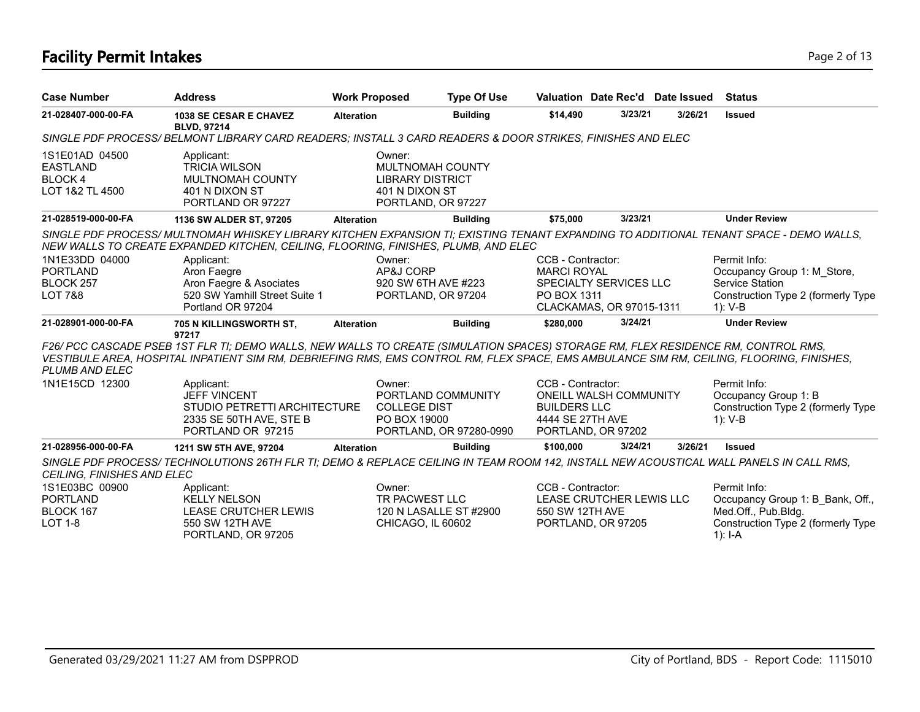# Facility Permit Intakes

| Case Number | Address | Work Proposed | Type Of Use | Valuation | Date Rec'd | Date Issued | Status |
|---|---|---|---|---|---|---|---|
| 21-028407-000-00-FA | 1038 SE CESAR E CHAVEZ BLVD, 97214 | Alteration | Building | $14,490 | 3/23/21 | 3/26/21 | Issued |

*SINGLE PDF PROCESS/ BELMONT LIBRARY CARD READERS; INSTALL 3 CARD READERS & DOOR STRIKES, FINISHES AND ELEC*

1S1E01AD 04500
EASTLAND
BLOCK 4
LOT 1&2 TL 4500

Applicant:
TRICIA WILSON
MULTNOMAH COUNTY
401 N DIXON ST
PORTLAND OR 97227

Owner:
MULTNOMAH COUNTY
LIBRARY DISTRICT
401 N DIXON ST
PORTLAND, OR 97227

| Case Number | Address | Work Proposed | Type Of Use | Valuation | Date Rec'd | Date Issued | Status |
|---|---|---|---|---|---|---|---|
| 21-028519-000-00-FA | 1136 SW ALDER ST, 97205 | Alteration | Building | $75,000 | 3/23/21 | | Under Review |

*SINGLE PDF PROCESS/ MULTNOMAH WHISKEY LIBRARY KITCHEN EXPANSION TI; EXISTING TENANT EXPANDING TO ADDITIONAL TENANT SPACE - DEMO WALLS, NEW WALLS TO CREATE EXPANDED KITCHEN, CEILING, FLOORING, FINISHES, PLUMB, AND ELEC*

1N1E33DD 04000
PORTLAND
BLOCK 257
LOT 7&8

Applicant:
Aron Faegre
Aron Faegre & Asociates
520 SW Yamhill Street Suite 1
Portland OR 97204

Owner:
AP&J CORP
920 SW 6TH AVE #223
PORTLAND, OR 97204

CCB - Contractor:
MARCI ROYAL
SPECIALTY SERVICES LLC
PO BOX 1311
CLACKAMAS, OR 97015-1311

Permit Info:
Occupancy Group 1: M_Store, Service Station
Construction Type 2 (formerly Type 1): V-B

| Case Number | Address | Work Proposed | Type Of Use | Valuation | Date Rec'd | Date Issued | Status |
|---|---|---|---|---|---|---|---|
| 21-028901-000-00-FA | 705 N KILLINGSWORTH ST, 97217 | Alteration | Building | $280,000 | 3/24/21 | | Under Review |

*F26/ PCC CASCADE PSEB 1ST FLR TI; DEMO WALLS, NEW WALLS TO CREATE (SIMULATION SPACES) STORAGE RM, FLEX RESIDENCE RM, CONTROL RMS, VESTIBULE AREA, HOSPITAL INPATIENT SIM RM, DEBRIEFING RMS, EMS CONTROL RM, FLEX SPACE, EMS AMBULANCE SIM RM, CEILING, FLOORING, FINISHES, PLUMB AND ELEC*

1N1E15CD 12300

Applicant:
JEFF VINCENT
STUDIO PETRETTI ARCHITECTURE
2335 SE 50TH AVE, STE B
PORTLAND OR 97215

Owner:
PORTLAND COMMUNITY
COLLEGE DIST
PO BOX 19000
PORTLAND, OR 97280-0990

CCB - Contractor:
ONEILL WALSH COMMUNITY
BUILDERS LLC
4444 SE 27TH AVE
PORTLAND, OR 97202

Permit Info:
Occupancy Group 1: B
Construction Type 2 (formerly Type 1): V-B

| Case Number | Address | Work Proposed | Type Of Use | Valuation | Date Rec'd | Date Issued | Status |
|---|---|---|---|---|---|---|---|
| 21-028956-000-00-FA | 1211 SW 5TH AVE, 97204 | Alteration | Building | $100,000 | 3/24/21 | 3/26/21 | Issued |

*SINGLE PDF PROCESS/ TECHNOLUTIONS 26TH FLR TI; DEMO & REPLACE CEILING IN TEAM ROOM 142, INSTALL NEW ACOUSTICAL WALL PANELS IN CALL RMS, CEILING, FINISHES AND ELEC*

1S1E03BC 00900
PORTLAND
BLOCK 167
LOT 1-8

Applicant:
KELLY NELSON
LEASE CRUTCHER LEWIS
550 SW 12TH AVE
PORTLAND, OR 97205

Owner:
TR PACWEST LLC
120 N LASALLE ST #2900
CHICAGO, IL 60602

CCB - Contractor:
LEASE CRUTCHER LEWIS LLC
550 SW 12TH AVE
PORTLAND, OR 97205

Permit Info:
Occupancy Group 1: B_Bank, Off., Med.Off., Pub.Bldg.
Construction Type 2 (formerly Type 1): I-A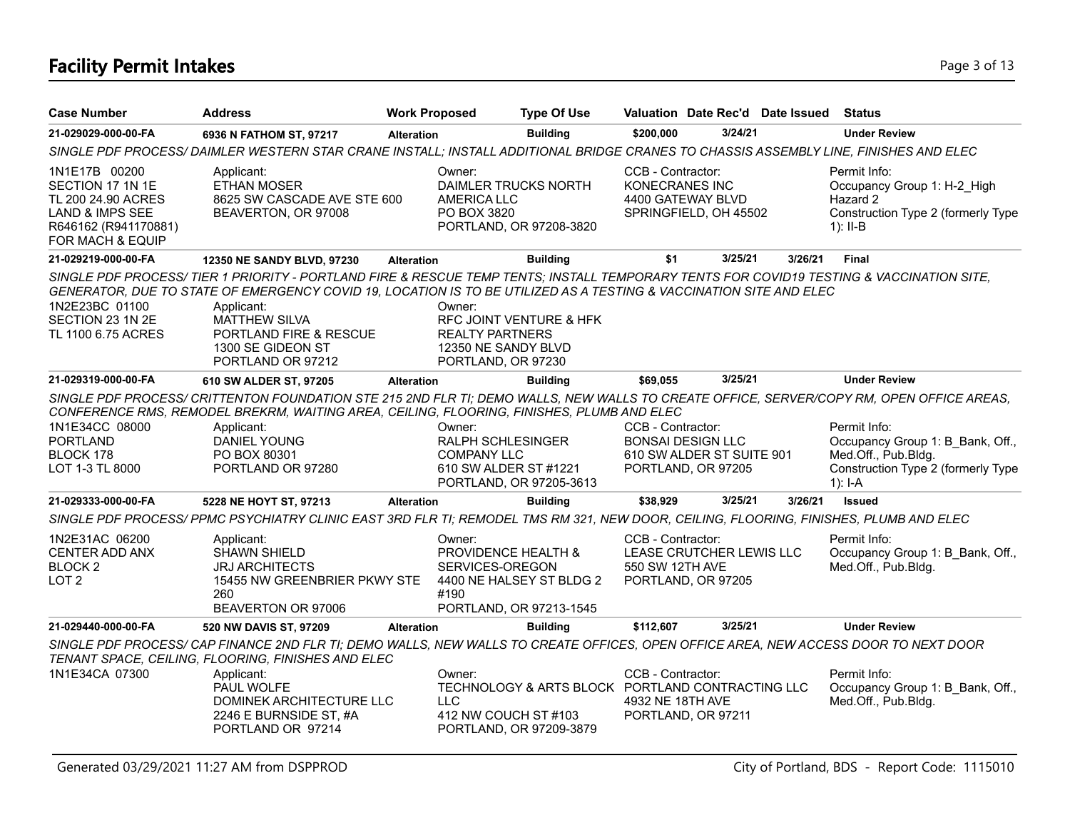# Facility Permit Intakes

| Case Number | Address | Work Proposed | Type Of Use | Valuation | Date Rec'd | Date Issued | Status |
|---|---|---|---|---|---|---|---|
| 21-029029-000-00-FA | 6936 N FATHOM ST, 97217 | Alteration | Building | $200,000 | 3/24/21 | | Under Review |

*SINGLE PDF PROCESS/ DAIMLER WESTERN STAR CRANE INSTALL; INSTALL ADDITIONAL BRIDGE CRANES TO CHASSIS ASSEMBLY LINE, FINISHES AND ELEC*

1N1E17B 00200
SECTION 17 1N 1E
TL 200 24.90 ACRES
LAND & IMPS SEE
R646162 (R941170881)
FOR MACH & EQUIP

Applicant:
ETHAN MOSER
8625 SW CASCADE AVE STE 600
BEAVERTON, OR 97008

Owner:
DAIMLER TRUCKS NORTH AMERICA LLC
PO BOX 3820
PORTLAND, OR 97208-3820

CCB - Contractor:
KONECRANES INC
4400 GATEWAY BLVD
SPRINGFIELD, OH 45502

Permit Info:
Occupancy Group 1: H-2_High Hazard 2
Construction Type 2 (formerly Type 1): II-B

---

| Case Number | Address | Work Proposed | Type Of Use | Valuation | Date Rec'd | Date Issued | Status |
|---|---|---|---|---|---|---|---|
| 21-029219-000-00-FA | 12350 NE SANDY BLVD, 97230 | Alteration | Building | $1 | 3/25/21 | 3/26/21 | Final |

*SINGLE PDF PROCESS/ TIER 1 PRIORITY - PORTLAND FIRE & RESCUE TEMP TENTS; INSTALL TEMPORARY TENTS FOR COVID19 TESTING & VACCINATION SITE, GENERATOR, DUE TO STATE OF EMERGENCY COVID 19, LOCATION IS TO BE UTILIZED AS A TESTING & VACCINATION SITE AND ELEC*

1N2E23BC 01100
SECTION 23 1N 2E
TL 1100 6.75 ACRES

Applicant:
MATTHEW SILVA
PORTLAND FIRE & RESCUE
1300 SE GIDEON ST
PORTLAND OR 97212

Owner:
RFC JOINT VENTURE & HFK REALTY PARTNERS
12350 NE SANDY BLVD
PORTLAND, OR 97230

---

| Case Number | Address | Work Proposed | Type Of Use | Valuation | Date Rec'd | Date Issued | Status |
|---|---|---|---|---|---|---|---|
| 21-029319-000-00-FA | 610 SW ALDER ST, 97205 | Alteration | Building | $69,055 | 3/25/21 | | Under Review |

*SINGLE PDF PROCESS/ CRITTENTON FOUNDATION STE 215 2ND FLR TI; DEMO WALLS, NEW WALLS TO CREATE OFFICE, SERVER/COPY RM, OPEN OFFICE AREAS, CONFERENCE RMS, REMODEL BREKRM, WAITING AREA, CEILING, FLOORING, FINISHES, PLUMB AND ELEC*

1N1E34CC 08000
PORTLAND
BLOCK 178
LOT 1-3 TL 8000

Applicant:
DANIEL YOUNG
PO BOX 80301
PORTLAND OR 97280

Owner:
RALPH SCHLESINGER COMPANY LLC
610 SW ALDER ST #1221
PORTLAND, OR 97205-3613

CCB - Contractor:
BONSAI DESIGN LLC
610 SW ALDER ST SUITE 901
PORTLAND, OR 97205

Permit Info:
Occupancy Group 1: B_Bank, Off., Med.Off., Pub.Bldg.
Construction Type 2 (formerly Type 1): I-A

---

| Case Number | Address | Work Proposed | Type Of Use | Valuation | Date Rec'd | Date Issued | Status |
|---|---|---|---|---|---|---|---|
| 21-029333-000-00-FA | 5228 NE HOYT ST, 97213 | Alteration | Building | $38,929 | 3/25/21 | 3/26/21 | Issued |

*SINGLE PDF PROCESS/ PPMC PSYCHIATRY CLINIC EAST 3RD FLR TI; REMODEL TMS RM 321, NEW DOOR, CEILING, FLOORING, FINISHES, PLUMB AND ELEC*

1N2E31AC 06200
CENTER ADD ANX
BLOCK 2
LOT 2

Applicant:
SHAWN SHIELD
JRJ ARCHITECTS
15455 NW GREENBRIER PKWY STE 260
BEAVERTON OR 97006

Owner:
PROVIDENCE HEALTH & SERVICES-OREGON
4400 NE HALSEY ST BLDG 2 #190
PORTLAND, OR 97213-1545

CCB - Contractor:
LEASE CRUTCHER LEWIS LLC
550 SW 12TH AVE
PORTLAND, OR 97205

Permit Info:
Occupancy Group 1: B_Bank, Off., Med.Off., Pub.Bldg.

---

| Case Number | Address | Work Proposed | Type Of Use | Valuation | Date Rec'd | Date Issued | Status |
|---|---|---|---|---|---|---|---|
| 21-029440-000-00-FA | 520 NW DAVIS ST, 97209 | Alteration | Building | $112,607 | 3/25/21 | | Under Review |

*SINGLE PDF PROCESS/ CAP FINANCE 2ND FLR TI; DEMO WALLS, NEW WALLS TO CREATE OFFICES, OPEN OFFICE AREA, NEW ACCESS DOOR TO NEXT DOOR TENANT SPACE, CEILING, FLOORING, FINISHES AND ELEC*

1N1E34CA 07300

Applicant:
PAUL WOLFE
DOMINEK ARCHITECTURE LLC
2246 E BURNSIDE ST, #A
PORTLAND OR 97214

Owner:
TECHNOLOGY & ARTS BLOCK LLC
412 NW COUCH ST #103
PORTLAND, OR 97209-3879

CCB - Contractor:
PORTLAND CONTRACTING LLC
4932 NE 18TH AVE
PORTLAND, OR 97211

Permit Info:
Occupancy Group 1: B_Bank, Off., Med.Off., Pub.Bldg.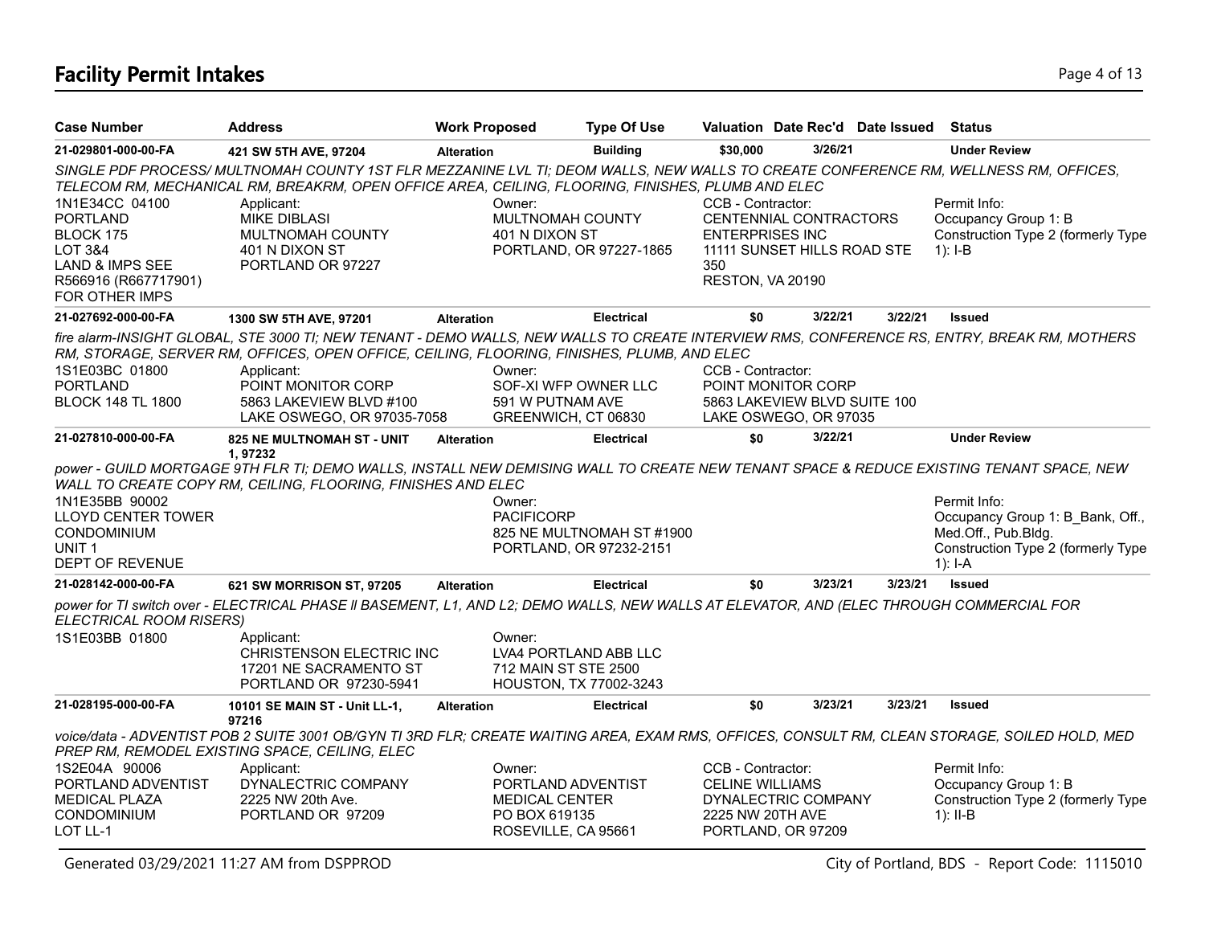## Facility Permit Intakes

| Case Number | Address | Work Proposed | Type Of Use | Valuation | Date Rec'd | Date Issued | Status |
|---|---|---|---|---|---|---|---|
| 21-029801-000-00-FA | 421 SW 5TH AVE, 97204 | Alteration | Building | $30,000 | 3/26/21 | | Under Review |

*SINGLE PDF PROCESS/ MULTNOMAH COUNTY 1ST FLR MEZZANINE LVL TI; DEOM WALLS, NEW WALLS TO CREATE CONFERENCE RM, WELLNESS RM, OFFICES, TELECOM RM, MECHANICAL RM, BREAKRM, OPEN OFFICE AREA, CEILING, FLOORING, FINISHES, PLUMB AND ELEC*

1N1E34CC 04100
PORTLAND
BLOCK 175
LOT 3&4
LAND & IMPS SEE R566916 (R667717901) FOR OTHER IMPS

Applicant:
MIKE DIBLASI
MULTNOMAH COUNTY
401 N DIXON ST
PORTLAND OR 97227

Owner:
MULTNOMAH COUNTY
401 N DIXON ST
PORTLAND, OR 97227-1865

CCB - Contractor:
CENTENNIAL CONTRACTORS ENTERPRISES INC
11111 SUNSET HILLS ROAD STE 350
RESTON, VA 20190

Permit Info:
Occupancy Group 1: B
Construction Type 2 (formerly Type 1): I-B

| Case Number | Address | Work Proposed | Type Of Use | Valuation | Date Rec'd | Date Issued | Status |
|---|---|---|---|---|---|---|---|
| 21-027692-000-00-FA | 1300 SW 5TH AVE, 97201 | Alteration | Electrical | $0 | 3/22/21 | 3/22/21 | Issued |

*fire alarm-INSIGHT GLOBAL, STE 3000 TI; NEW TENANT - DEMO WALLS, NEW WALLS TO CREATE INTERVIEW RMS, CONFERENCE RS, ENTRY, BREAK RM, MOTHERS RM, STORAGE, SERVER RM, OFFICES, OPEN OFFICE, CEILING, FLOORING, FINISHES, PLUMB, AND ELEC*

1S1E03BC 01800
PORTLAND
BLOCK 148 TL 1800

Applicant:
POINT MONITOR CORP
5863 LAKEVIEW BLVD #100
LAKE OSWEGO, OR 97035-7058

Owner:
SOF-XI WFP OWNER LLC
591 W PUTNAM AVE
GREENWICH, CT 06830

CCB - Contractor:
POINT MONITOR CORP
5863 LAKEVIEW BLVD SUITE 100
LAKE OSWEGO, OR 97035

| Case Number | Address | Work Proposed | Type Of Use | Valuation | Date Rec'd | Date Issued | Status |
|---|---|---|---|---|---|---|---|
| 21-027810-000-00-FA | 825 NE MULTNOMAH ST - UNIT 1, 97232 | Alteration | Electrical | $0 | 3/22/21 | | Under Review |

*power - GUILD MORTGAGE 9TH FLR TI; DEMO WALLS, INSTALL NEW DEMISING WALL TO CREATE NEW TENANT SPACE & REDUCE EXISTING TENANT SPACE, NEW WALL TO CREATE COPY RM, CEILING, FLOORING, FINISHES AND ELEC*

1N1E35BB 90002
LLOYD CENTER TOWER CONDOMINIUM
UNIT 1
DEPT OF REVENUE

Owner:
PACIFICORP
825 NE MULTNOMAH ST #1900
PORTLAND, OR 97232-2151

Permit Info:
Occupancy Group 1: B_Bank, Off., Med.Off., Pub.Bldg.
Construction Type 2 (formerly Type 1): I-A

| Case Number | Address | Work Proposed | Type Of Use | Valuation | Date Rec'd | Date Issued | Status |
|---|---|---|---|---|---|---|---|
| 21-028142-000-00-FA | 621 SW MORRISON ST, 97205 | Alteration | Electrical | $0 | 3/23/21 | 3/23/21 | Issued |

*power for TI switch over - ELECTRICAL PHASE II BASEMENT, L1, AND L2; DEMO WALLS, NEW WALLS AT ELEVATOR, AND (ELEC THROUGH COMMERCIAL FOR ELECTRICAL ROOM RISERS)*

1S1E03BB 01800

Applicant:
CHRISTENSON ELECTRIC INC
17201 NE SACRAMENTO ST
PORTLAND OR 97230-5941

Owner:
LVA4 PORTLAND ABB LLC
712 MAIN ST STE 2500
HOUSTON, TX 77002-3243

| Case Number | Address | Work Proposed | Type Of Use | Valuation | Date Rec'd | Date Issued | Status |
|---|---|---|---|---|---|---|---|
| 21-028195-000-00-FA | 10101 SE MAIN ST - Unit LL-1, 97216 | Alteration | Electrical | $0 | 3/23/21 | 3/23/21 | Issued |

*voice/data - ADVENTIST POB 2 SUITE 3001 OB/GYN TI 3RD FLR; CREATE WAITING AREA, EXAM RMS, OFFICES, CONSULT RM, CLEAN STORAGE, SOILED HOLD, MED PREP RM, REMODEL EXISTING SPACE, CEILING, ELEC*

1S2E04A 90006
PORTLAND ADVENTIST MEDICAL PLAZA CONDOMINIUM
LOT LL-1

Applicant:
DYNALECTRIC COMPANY
2225 NW 20th Ave.
PORTLAND OR 97209

Owner:
PORTLAND ADVENTIST MEDICAL CENTER
PO BOX 619135
ROSEVILLE, CA 95661

CCB - Contractor:
CELINE WILLIAMS
DYNALECTRIC COMPANY
2225 NW 20TH AVE
PORTLAND, OR 97209

Permit Info:
Occupancy Group 1: B
Construction Type 2 (formerly Type 1): II-B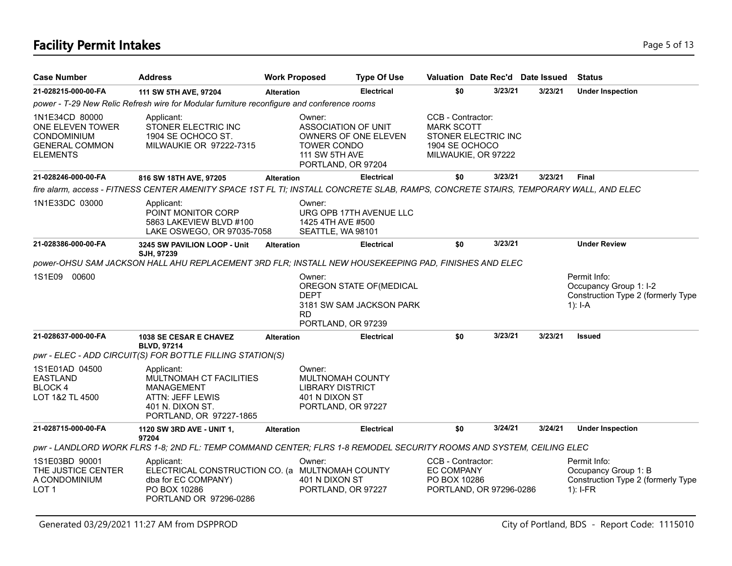# Facility Permit Intakes

| Case Number | Address | Work Proposed | Type Of Use | Valuation | Date Rec'd | Date Issued | Status |
|---|---|---|---|---|---|---|---|
| **21-028215-000-00-FA** | **111 SW 5TH AVE, 97204** | **Alteration** | **Electrical** | **$0** | **3/23/21** | **3/23/21** | **Under Inspection** |
| *power - T-29 New Relic Refresh wire for Modular furniture reconfigure and conference rooms* | | | | | | | |
| 1N1E34CD 80000 ONE ELEVEN TOWER CONDOMINIUM GENERAL COMMON ELEMENTS | Applicant: STONER ELECTRIC INC 1904 SE OCHOCO ST. MILWAUKIE OR 97222-7315 | Owner: ASSOCIATION OF UNIT OWNERS OF ONE ELEVEN TOWER CONDO 111 SW 5TH AVE PORTLAND, OR 97204 | | CCB - Contractor: MARK SCOTT STONER ELECTRIC INC 1904 SE OCHOCO MILWAUKIE, OR 97222 | | | |
| **21-028246-000-00-FA** | **816 SW 18TH AVE, 97205** | **Alteration** | **Electrical** | **$0** | **3/23/21** | **3/23/21** | **Final** |
| *fire alarm, access - FITNESS CENTER AMENITY SPACE 1ST FL TI; INSTALL CONCRETE SLAB, RAMPS, CONCRETE STAIRS, TEMPORARY WALL, AND ELEC* | | | | | | | |
| 1N1E33DC 03000 | Applicant: POINT MONITOR CORP 5863 LAKEVIEW BLVD #100 LAKE OSWEGO, OR 97035-7058 | Owner: URG OPB 17TH AVENUE LLC 1425 4TH AVE #500 SEATTLE, WA 98101 | | | | | |
| **21-028386-000-00-FA** | **3245 SW PAVILION LOOP - Unit SJH, 97239** | **Alteration** | **Electrical** | **$0** | **3/23/21** | | **Under Review** |
| *power-OHSU SAM JACKSON HALL AHU REPLACEMENT 3RD FLR; INSTALL NEW HOUSEKEEPING PAD, FINISHES AND ELEC* | | | | | | | |
| 1S1E09 00600 | | Owner: OREGON STATE OF(MEDICAL DEPT 3181 SW SAM JACKSON PARK RD PORTLAND, OR 97239 | | | | | Permit Info: Occupancy Group 1: I-2 Construction Type 2 (formerly Type 1): I-A |
| **21-028637-000-00-FA** | **1038 SE CESAR E CHAVEZ BLVD, 97214** | **Alteration** | **Electrical** | **$0** | **3/23/21** | **3/23/21** | **Issued** |
| *pwr - ELEC - ADD CIRCUIT(S) FOR BOTTLE FILLING STATION(S)* | | | | | | | |
| 1S1E01AD 04500 EASTLAND BLOCK 4 LOT 1&2 TL 4500 | Applicant: MULTNOMAH CT FACILITIES MANAGEMENT ATTN: JEFF LEWIS 401 N. DIXON ST. PORTLAND, OR 97227-1865 | Owner: MULTNOMAH COUNTY LIBRARY DISTRICT 401 N DIXON ST PORTLAND, OR 97227 | | | | | |
| **21-028715-000-00-FA** | **1120 SW 3RD AVE - UNIT 1, 97204** | **Alteration** | **Electrical** | **$0** | **3/24/21** | **3/24/21** | **Under Inspection** |
| *pwr - LANDLORD WORK FLRS 1-8; 2ND FL: TEMP COMMAND CENTER; FLRS 1-8 REMODEL SECURITY ROOMS AND SYSTEM, CEILING ELEC* | | | | | | | |
| 1S1E03BD 90001 THE JUSTICE CENTER A CONDOMINIUM LOT 1 | Applicant: ELECTRICAL CONSTRUCTION CO. (a dba for EC COMPANY) PO BOX 10286 PORTLAND OR 97296-0286 | Owner: MULTNOMAH COUNTY 401 N DIXON ST PORTLAND, OR 97227 | | CCB - Contractor: EC COMPANY PO BOX 10286 PORTLAND, OR 97296-0286 | | | Permit Info: Occupancy Group 1: B Construction Type 2 (formerly Type 1): I-FR |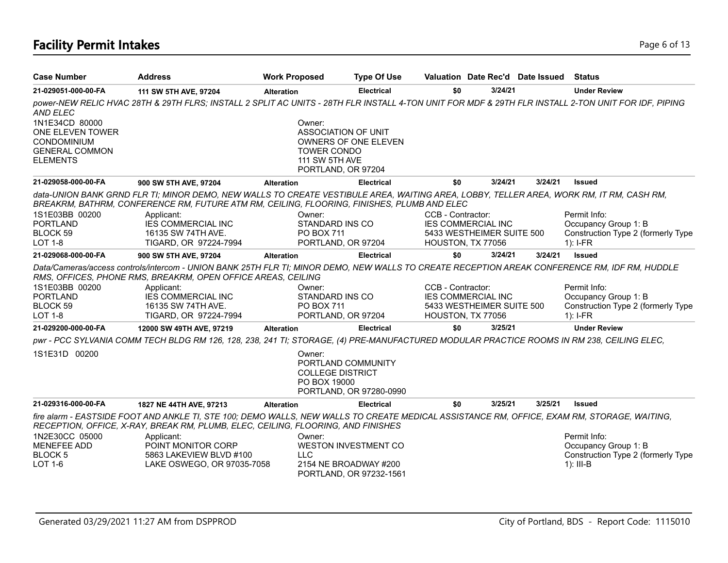# Facility Permit Intakes

| Case Number | Address | Work Proposed | Type Of Use | Valuation | Date Rec'd | Date Issued | Status |
|---|---|---|---|---|---|---|---|
| 21-029051-000-00-FA | 111 SW 5TH AVE, 97204 | Alteration | Electrical | $0 | 3/24/21 | | Under Review |

*power-NEW RELIC HVAC 28TH & 29TH FLRS; INSTALL 2 SPLIT AC UNITS - 28TH FLR INSTALL 4-TON UNIT FOR MDF & 29TH FLR INSTALL 2-TON UNIT FOR IDF, PIPING AND ELEC*

1N1E34CD 80000
ONE ELEVEN TOWER
CONDOMINIUM
GENERAL COMMON
ELEMENTS

Owner:
ASSOCIATION OF UNIT
OWNERS OF ONE ELEVEN
TOWER CONDO
111 SW 5TH AVE
PORTLAND, OR 97204

| Case Number | Address | Work Proposed | Type Of Use | Valuation | Date Rec'd | Date Issued | Status |
|---|---|---|---|---|---|---|---|
| 21-029058-000-00-FA | 900 SW 5TH AVE, 97204 | Alteration | Electrical | $0 | 3/24/21 | 3/24/21 | Issued |

*data-UNION BANK GRND FLR TI; MINOR DEMO, NEW WALLS TO CREATE VESTIBULE AREA, WAITING AREA, LOBBY, TELLER AREA, WORK RM, IT RM, CASH RM, BREAKRM, BATHRM, CONFERENCE RM, FUTURE ATM RM, CEILING, FLOORING, FINISHES, PLUMB AND ELEC*

1S1E03BB 00200
PORTLAND
BLOCK 59
LOT 1-8

Applicant:
IES COMMERCIAL INC
16135 SW 74TH AVE.
TIGARD, OR 97224-7994

Owner:
STANDARD INS CO
PO BOX 711
PORTLAND, OR 97204

CCB - Contractor:
IES COMMERCIAL INC
5433 WESTHEIMER SUITE 500
HOUSTON, TX 77056

Permit Info:
Occupancy Group 1: B
Construction Type 2 (formerly Type 1): I-FR

| Case Number | Address | Work Proposed | Type Of Use | Valuation | Date Rec'd | Date Issued | Status |
|---|---|---|---|---|---|---|---|
| 21-029068-000-00-FA | 900 SW 5TH AVE, 97204 | Alteration | Electrical | $0 | 3/24/21 | 3/24/21 | Issued |

*Data/Cameras/access controls/intercom - UNION BANK 25TH FLR TI; MINOR DEMO, NEW WALLS TO CREATE RECEPTION AREAK CONFERENCE RM, IDF RM, HUDDLE RMS, OFFICES, PHONE RMS, BREAKRM, OPEN OFFICE AREAS, CEILING*

1S1E03BB 00200
PORTLAND
BLOCK 59
LOT 1-8

Applicant:
IES COMMERCIAL INC
16135 SW 74TH AVE.
TIGARD, OR 97224-7994

Owner:
STANDARD INS CO
PO BOX 711
PORTLAND, OR 97204

CCB - Contractor:
IES COMMERCIAL INC
5433 WESTHEIMER SUITE 500
HOUSTON, TX 77056

Permit Info:
Occupancy Group 1: B
Construction Type 2 (formerly Type 1): I-FR

| Case Number | Address | Work Proposed | Type Of Use | Valuation | Date Rec'd | Date Issued | Status |
|---|---|---|---|---|---|---|---|
| 21-029200-000-00-FA | 12000 SW 49TH AVE, 97219 | Alteration | Electrical | $0 | 3/25/21 | | Under Review |

*pwr - PCC SYLVANIA COMM TECH BLDG RM 126, 128, 238, 241 TI; STORAGE, (4) PRE-MANUFACTURED MODULAR PRACTICE ROOMS IN RM 238, CEILING ELEC,*

1S1E31D 00200

Owner:
PORTLAND COMMUNITY
COLLEGE DISTRICT
PO BOX 19000
PORTLAND, OR 97280-0990

| Case Number | Address | Work Proposed | Type Of Use | Valuation | Date Rec'd | Date Issued | Status |
|---|---|---|---|---|---|---|---|
| 21-029316-000-00-FA | 1827 NE 44TH AVE, 97213 | Alteration | Electrical | $0 | 3/25/21 | 3/25/21 | Issued |

*fire alarm - EASTSIDE FOOT AND ANKLE TI, STE 100; DEMO WALLS, NEW WALLS TO CREATE MEDICAL ASSISTANCE RM, OFFICE, EXAM RM, STORAGE, WAITING, RECEPTION, OFFICE, X-RAY, BREAK RM, PLUMB, ELEC, CEILING, FLOORING, AND FINISHES*

1N2E30CC 05000
MENEFEE ADD
BLOCK 5
LOT 1-6

Applicant:
POINT MONITOR CORP
5863 LAKEVIEW BLVD #100
LAKE OSWEGO, OR 97035-7058

Owner:
WESTON INVESTMENT CO
LLC
2154 NE BROADWAY #200
PORTLAND, OR 97232-1561

Permit Info:
Occupancy Group 1: B
Construction Type 2 (formerly Type 1): III-B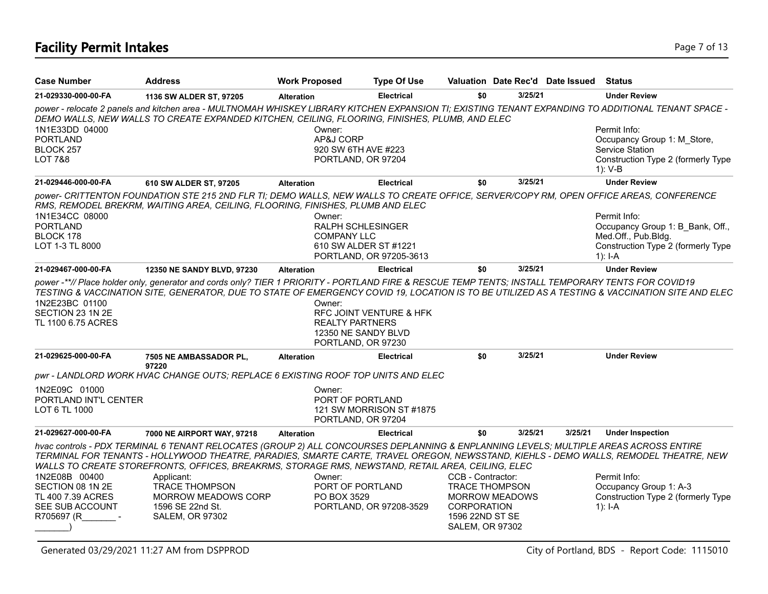# Facility Permit Intakes

| Case Number | Address | Work Proposed | Type Of Use | Valuation | Date Rec'd | Date Issued | Status |
|---|---|---|---|---|---|---|---|
| **21-029330-000-00-FA** | **1136 SW ALDER ST, 97205** | **Alteration** | **Electrical** | **$0** | **3/25/21** | | **Under Review** |

*power - relocate 2 panels and kitchen area - MULTNOMAH WHISKEY LIBRARY KITCHEN EXPANSION TI; EXISTING TENANT EXPANDING TO ADDITIONAL TENANT SPACE - DEMO WALLS, NEW WALLS TO CREATE EXPANDED KITCHEN, CEILING, FLOORING, FINISHES, PLUMB, AND ELEC*

1N1E33DD 04000
PORTLAND
BLOCK 257
LOT 7&8

Owner:
AP&J CORP
920 SW 6TH AVE #223
PORTLAND, OR 97204

Permit Info:
Occupancy Group 1: M_Store, Service Station
Construction Type 2 (formerly Type 1): V-B

| Case Number | Address | Work Proposed | Type Of Use | Valuation | Date Rec'd | Date Issued | Status |
|---|---|---|---|---|---|---|---|
| **21-029446-000-00-FA** | **610 SW ALDER ST, 97205** | **Alteration** | **Electrical** | **$0** | **3/25/21** | | **Under Review** |

*power- CRITTENTON FOUNDATION STE 215 2ND FLR TI; DEMO WALLS, NEW WALLS TO CREATE OFFICE, SERVER/COPY RM, OPEN OFFICE AREAS, CONFERENCE RMS, REMODEL BREKRM, WAITING AREA, CEILING, FLOORING, FINISHES, PLUMB AND ELEC*

1N1E34CC 08000
PORTLAND
BLOCK 178
LOT 1-3 TL 8000

Owner:
RALPH SCHLESINGER COMPANY LLC
610 SW ALDER ST #1221
PORTLAND, OR 97205-3613

Permit Info:
Occupancy Group 1: B_Bank, Off., Med.Off., Pub.Bldg.
Construction Type 2 (formerly Type 1): I-A

| Case Number | Address | Work Proposed | Type Of Use | Valuation | Date Rec'd | Date Issued | Status |
|---|---|---|---|---|---|---|---|
| **21-029467-000-00-FA** | **12350 NE SANDY BLVD, 97230** | **Alteration** | **Electrical** | **$0** | **3/25/21** | | **Under Review** |

*power -**// Place holder only, generator and cords only? TIER 1 PRIORITY - PORTLAND FIRE & RESCUE TEMP TENTS; INSTALL TEMPORARY TENTS FOR COVID19 TESTING & VACCINATION SITE, GENERATOR, DUE TO STATE OF EMERGENCY COVID 19, LOCATION IS TO BE UTILIZED AS A TESTING & VACCINATION SITE AND ELEC*

1N2E23BC 01100
SECTION 23 1N 2E
TL 1100 6.75 ACRES

Owner:
RFC JOINT VENTURE & HFK REALTY PARTNERS
12350 NE SANDY BLVD
PORTLAND, OR 97230

| Case Number | Address | Work Proposed | Type Of Use | Valuation | Date Rec'd | Date Issued | Status |
|---|---|---|---|---|---|---|---|
| **21-029625-000-00-FA** | **7505 NE AMBASSADOR PL, 97220** | **Alteration** | **Electrical** | **$0** | **3/25/21** | | **Under Review** |

*pwr - LANDLORD WORK HVAC CHANGE OUTS; REPLACE 6 EXISTING ROOF TOP UNITS AND ELEC*

1N2E09C 01000
PORTLAND INT'L CENTER
LOT 6 TL 1000

Owner:
PORT OF PORTLAND
121 SW MORRISON ST #1875
PORTLAND, OR 97204

| Case Number | Address | Work Proposed | Type Of Use | Valuation | Date Rec'd | Date Issued | Status |
|---|---|---|---|---|---|---|---|
| **21-029627-000-00-FA** | **7000 NE AIRPORT WAY, 97218** | **Alteration** | **Electrical** | **$0** | **3/25/21** | **3/25/21** | **Under Inspection** |

*hvac controls - PDX TERMINAL 6 TENANT RELOCATES (GROUP 2) ALL CONCOURSES DEPLANNING & ENPLANNING LEVELS; MULTIPLE AREAS ACROSS ENTIRE TERMINAL FOR TENANTS - HOLLYWOOD THEATRE, PARADIES, SMARTE CARTE, TRAVEL OREGON, NEWSSTAND, KIEHLS - DEMO WALLS, REMODEL THEATRE, NEW WALLS TO CREATE STOREFRONTS, OFFICES, BREAKRMS, STORAGE RMS, NEWSTAND, RETAIL AREA, CEILING, ELEC*

1N2E08B 00400
SECTION 08 1N 2E
TL 400 7.39 ACRES
SEE SUB ACCOUNT
R705697 (R_______ - _______)

Applicant:
TRACE THOMPSON
MORROW MEADOWS CORP
1596 SE 22nd St.
SALEM, OR 97302

Owner:
PORT OF PORTLAND
PO BOX 3529
PORTLAND, OR 97208-3529

CCB - Contractor:
TRACE THOMPSON
MORROW MEADOWS CORPORATION
1596 22ND ST SE
SALEM, OR 97302

Permit Info:
Occupancy Group 1: A-3
Construction Type 2 (formerly Type 1): I-A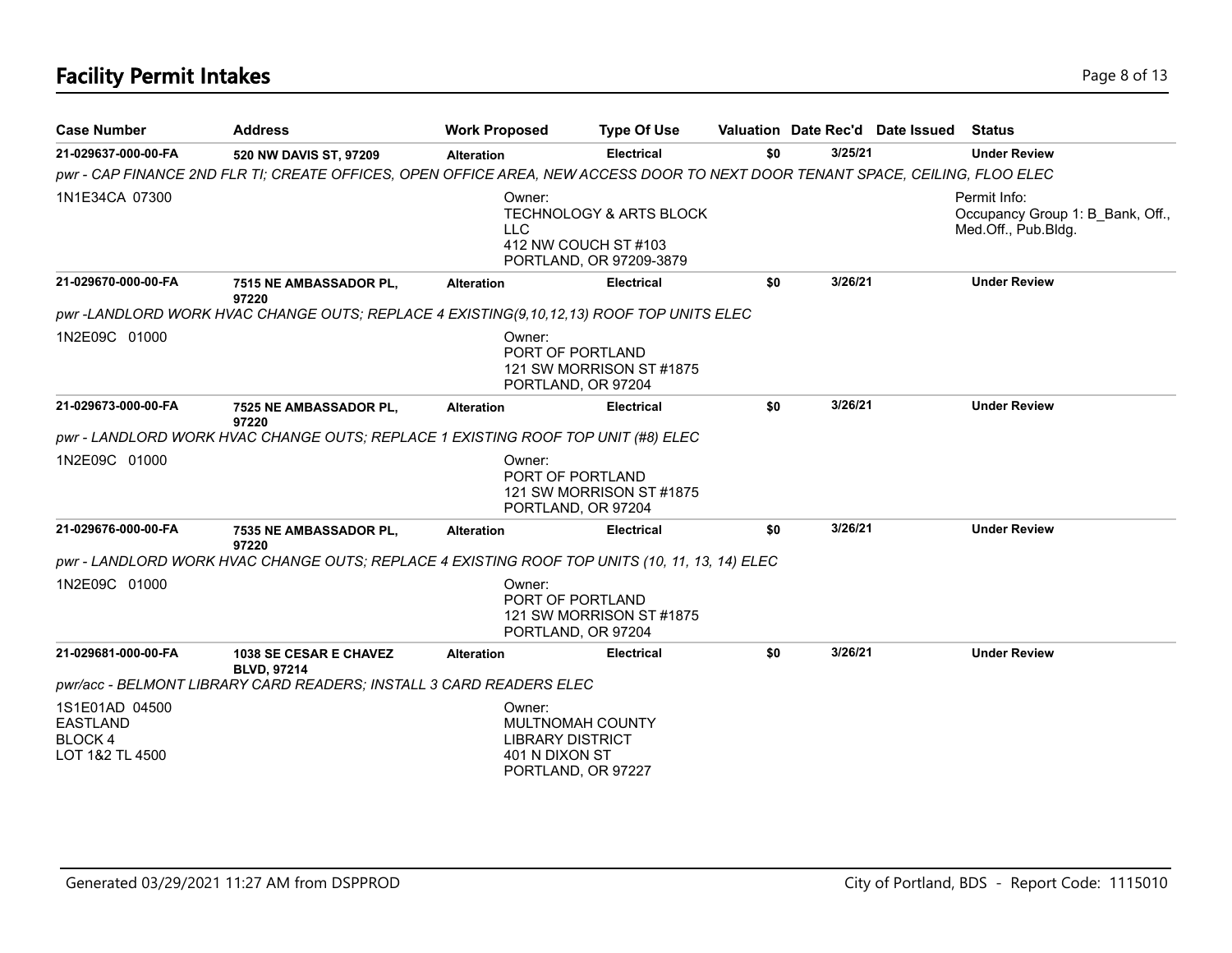# Facility Permit Intakes

| Case Number | Address | Work Proposed | Type Of Use | Valuation | Date Rec'd | Date Issued | Status |
|---|---|---|---|---|---|---|---|
| **21-029637-000-00-FA** | **520 NW DAVIS ST, 97209** | **Alteration** | **Electrical** | **$0** | **3/25/21** | | **Under Review** |
| *pwr - CAP FINANCE 2ND FLR TI; CREATE OFFICES, OPEN OFFICE AREA, NEW ACCESS DOOR TO NEXT DOOR TENANT SPACE, CEILING, FLOO ELEC* | | | | | | | |
| 1N1E34CA 07300 | | Owner: TECHNOLOGY & ARTS BLOCK LLC 412 NW COUCH ST #103 PORTLAND, OR 97209-3879 | | | | | Permit Info: Occupancy Group 1: B_Bank, Off., Med.Off., Pub.Bldg. |
| **21-029670-000-00-FA** | **7515 NE AMBASSADOR PL, 97220** | **Alteration** | **Electrical** | **$0** | **3/26/21** | | **Under Review** |
| *pwr -LANDLORD WORK HVAC CHANGE OUTS; REPLACE 4 EXISTING(9,10,12,13) ROOF TOP UNITS ELEC* | | | | | | | |
| 1N2E09C 01000 | | Owner: PORT OF PORTLAND 121 SW MORRISON ST #1875 PORTLAND, OR 97204 | | | | | |
| **21-029673-000-00-FA** | **7525 NE AMBASSADOR PL, 97220** | **Alteration** | **Electrical** | **$0** | **3/26/21** | | **Under Review** |
| *pwr - LANDLORD WORK HVAC CHANGE OUTS; REPLACE 1 EXISTING ROOF TOP UNIT (#8) ELEC* | | | | | | | |
| 1N2E09C 01000 | | Owner: PORT OF PORTLAND 121 SW MORRISON ST #1875 PORTLAND, OR 97204 | | | | | |
| **21-029676-000-00-FA** | **7535 NE AMBASSADOR PL, 97220** | **Alteration** | **Electrical** | **$0** | **3/26/21** | | **Under Review** |
| *pwr - LANDLORD WORK HVAC CHANGE OUTS; REPLACE 4 EXISTING ROOF TOP UNITS (10, 11, 13, 14) ELEC* | | | | | | | |
| 1N2E09C 01000 | | Owner: PORT OF PORTLAND 121 SW MORRISON ST #1875 PORTLAND, OR 97204 | | | | | |
| **21-029681-000-00-FA** | **1038 SE CESAR E CHAVEZ BLVD, 97214** | **Alteration** | **Electrical** | **$0** | **3/26/21** | | **Under Review** |
| *pwr/acc - BELMONT LIBRARY CARD READERS; INSTALL 3 CARD READERS ELEC* | | | | | | | |
| 1S1E01AD 04500 EASTLAND BLOCK 4 LOT 1&2 TL 4500 | | Owner: MULTNOMAH COUNTY LIBRARY DISTRICT 401 N DIXON ST PORTLAND, OR 97227 | | | | | |

Generated 03/29/2021 11:27 AM from DSPPROD

City of Portland, BDS - Report Code: 1115010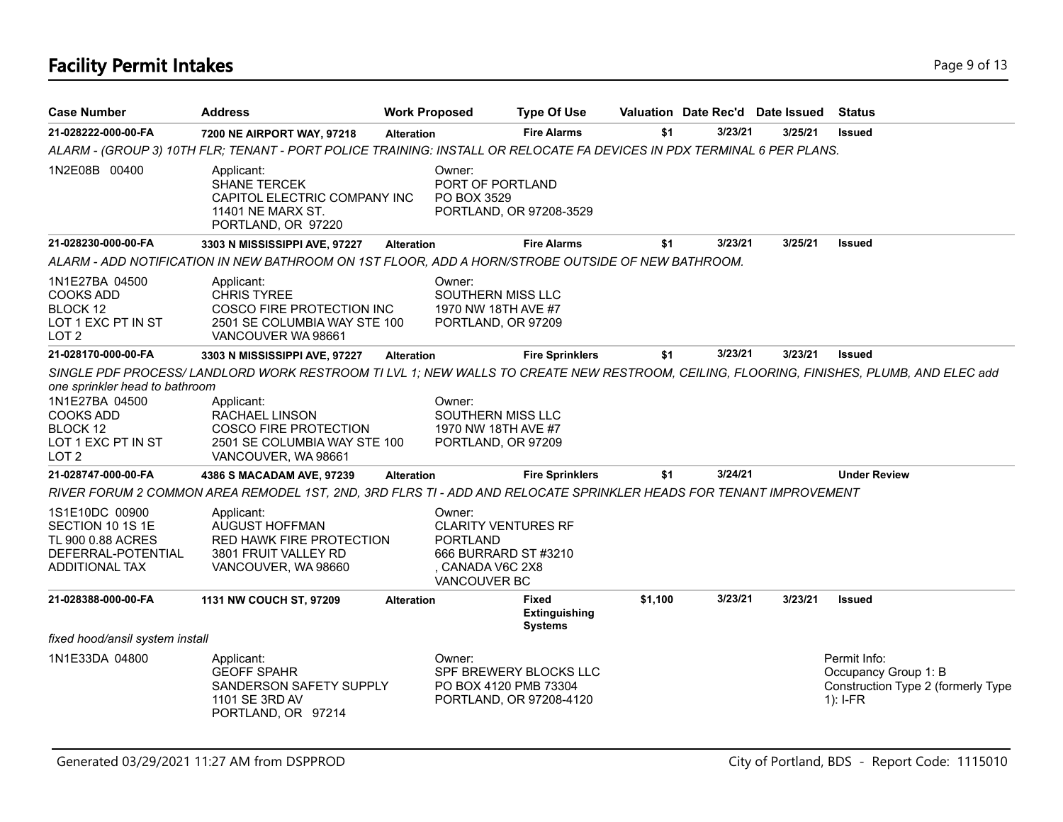# Facility Permit Intakes

| Case Number | Address | Work Proposed | Type Of Use | Valuation | Date Rec'd | Date Issued | Status |
|---|---|---|---|---|---|---|---|
| **21-028222-000-00-FA** | **7200 NE AIRPORT WAY, 97218** | **Alteration** | **Fire Alarms** | **$1** | **3/23/21** | **3/25/21** | **Issued** |
| *ALARM - (GROUP 3) 10TH FLR; TENANT - PORT POLICE TRAINING: INSTALL OR RELOCATE FA DEVICES IN PDX TERMINAL 6 PER PLANS.* | | | | | | | |
| 1N2E08B 00400 | Applicant: SHANE TERCEK CAPITOL ELECTRIC COMPANY INC 11401 NE MARX ST. PORTLAND, OR 97220 | Owner: PORT OF PORTLAND PO BOX 3529 PORTLAND, OR 97208-3529 | | | | | |
| **21-028230-000-00-FA** | **3303 N MISSISSIPPI AVE, 97227** | **Alteration** | **Fire Alarms** | **$1** | **3/23/21** | **3/25/21** | **Issued** |
| *ALARM - ADD NOTIFICATION IN NEW BATHROOM ON 1ST FLOOR, ADD A HORN/STROBE OUTSIDE OF NEW BATHROOM.* | | | | | | | |
| 1N1E27BA 04500 COOKS ADD BLOCK 12 LOT 1 EXC PT IN ST LOT 2 | Applicant: CHRIS TYREE COSCO FIRE PROTECTION INC 2501 SE COLUMBIA WAY STE 100 VANCOUVER WA 98661 | Owner: SOUTHERN MISS LLC 1970 NW 18TH AVE #7 PORTLAND, OR 97209 | | | | | |
| **21-028170-000-00-FA** | **3303 N MISSISSIPPI AVE, 97227** | **Alteration** | **Fire Sprinklers** | **$1** | **3/23/21** | **3/23/21** | **Issued** |
| *SINGLE PDF PROCESS/ LANDLORD WORK RESTROOM TI LVL 1; NEW WALLS TO CREATE NEW RESTROOM, CEILING, FLOORING, FINISHES, PLUMB, AND ELEC add one sprinkler head to bathroom* | | | | | | | |
| 1N1E27BA 04500 COOKS ADD BLOCK 12 LOT 1 EXC PT IN ST LOT 2 | Applicant: RACHAEL LINSON COSCO FIRE PROTECTION 2501 SE COLUMBIA WAY STE 100 VANCOUVER, WA 98661 | Owner: SOUTHERN MISS LLC 1970 NW 18TH AVE #7 PORTLAND, OR 97209 | | | | | |
| **21-028747-000-00-FA** | **4386 S MACADAM AVE, 97239** | **Alteration** | **Fire Sprinklers** | **$1** | **3/24/21** | | **Under Review** |
| *RIVER FORUM 2 COMMON AREA REMODEL 1ST, 2ND, 3RD FLRS TI - ADD AND RELOCATE SPRINKLER HEADS FOR TENANT IMPROVEMENT* | | | | | | | |
| 1S1E10DC 00900 SECTION 10 1S 1E TL 900 0.88 ACRES DEFERRAL-POTENTIAL ADDITIONAL TAX | Applicant: AUGUST HOFFMAN RED HAWK FIRE PROTECTION 3801 FRUIT VALLEY RD VANCOUVER, WA 98660 | Owner: CLARITY VENTURES RF PORTLAND 666 BURRARD ST #3210 , CANADA V6C 2X8 VANCOUVER BC | | | | | |
| **21-028388-000-00-FA** | **1131 NW COUCH ST, 97209** | **Alteration** | **Fixed Extinguishing Systems** | **$1,100** | **3/23/21** | **3/23/21** | **Issued** |
| *fixed hood/ansil system install* | | | | | | | |
| 1N1E33DA 04800 | Applicant: GEOFF SPAHR SANDERSON SAFETY SUPPLY 1101 SE 3RD AV PORTLAND, OR 97214 | Owner: SPF BREWERY BLOCKS LLC PO BOX 4120 PMB 73304 PORTLAND, OR 97208-4120 | | | | | Permit Info: Occupancy Group 1: B Construction Type 2 (formerly Type 1): I-FR |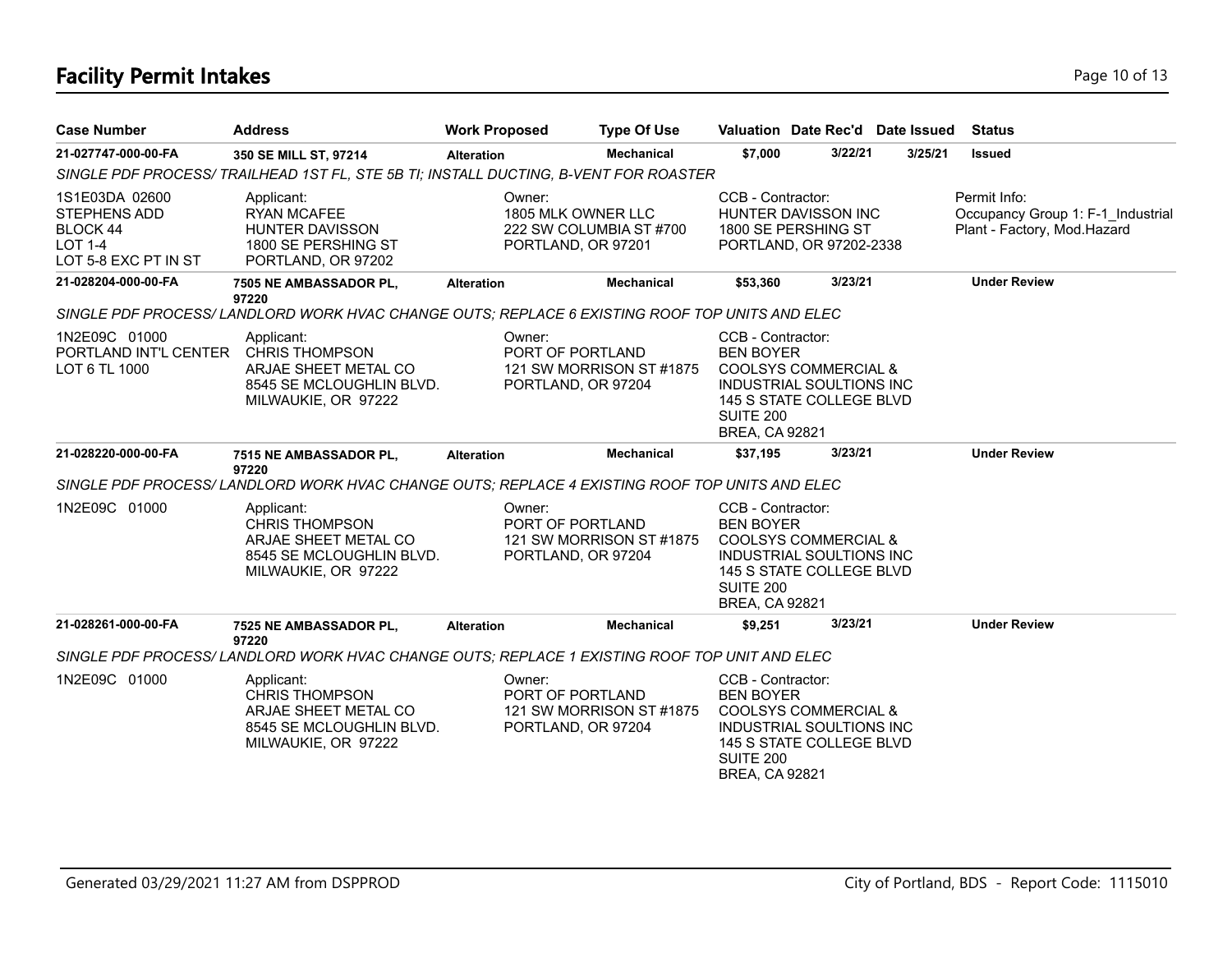# Facility Permit Intakes

| Case Number | Address | Work Proposed | Type Of Use | Valuation | Date Rec'd | Date Issued | Status |
|---|---|---|---|---|---|---|---|
| 21-027747-000-00-FA | 350 SE MILL ST, 97214 | Alteration | Mechanical | $7,000 | 3/22/21 | 3/25/21 | Issued |

SINGLE PDF PROCESS/ TRAILHEAD 1ST FL, STE 5B TI; INSTALL DUCTING, B-VENT FOR ROASTER

1S1E03DA 02600
STEPHENS ADD
BLOCK 44
LOT 1-4
LOT 5-8 EXC PT IN ST

Applicant:
RYAN MCAFEE
HUNTER DAVISSON
1800 SE PERSHING ST
PORTLAND, OR 97202

Owner:
1805 MLK OWNER LLC
222 SW COLUMBIA ST #700
PORTLAND, OR 97201

CCB - Contractor:
HUNTER DAVISSON INC
1800 SE PERSHING ST
PORTLAND, OR 97202-2338

Permit Info:
Occupancy Group 1: F-1_Industrial Plant - Factory, Mod.Hazard

| Case Number | Address | Work Proposed | Type Of Use | Valuation | Date Rec'd | Date Issued | Status |
|---|---|---|---|---|---|---|---|
| 21-028204-000-00-FA | 7505 NE AMBASSADOR PL, 97220 | Alteration | Mechanical | $53,360 | 3/23/21 | | Under Review |

SINGLE PDF PROCESS/ LANDLORD WORK HVAC CHANGE OUTS; REPLACE 6 EXISTING ROOF TOP UNITS AND ELEC

1N2E09C 01000
PORTLAND INT'L CENTER
LOT 6 TL 1000

Applicant:
CHRIS THOMPSON
ARJAE SHEET METAL CO
8545 SE MCLOUGHLIN BLVD.
MILWAUKIE, OR 97222

Owner:
PORT OF PORTLAND
121 SW MORRISON ST #1875
PORTLAND, OR 97204

CCB - Contractor:
BEN BOYER
COOLSYS COMMERCIAL &
INDUSTRIAL SOULTIONS INC
145 S STATE COLLEGE BLVD
SUITE 200
BREA, CA 92821

| Case Number | Address | Work Proposed | Type Of Use | Valuation | Date Rec'd | Date Issued | Status |
|---|---|---|---|---|---|---|---|
| 21-028220-000-00-FA | 7515 NE AMBASSADOR PL, 97220 | Alteration | Mechanical | $37,195 | 3/23/21 | | Under Review |

SINGLE PDF PROCESS/ LANDLORD WORK HVAC CHANGE OUTS; REPLACE 4 EXISTING ROOF TOP UNITS AND ELEC

1N2E09C 01000

Applicant:
CHRIS THOMPSON
ARJAE SHEET METAL CO
8545 SE MCLOUGHLIN BLVD.
MILWAUKIE, OR 97222

Owner:
PORT OF PORTLAND
121 SW MORRISON ST #1875
PORTLAND, OR 97204

CCB - Contractor:
BEN BOYER
COOLSYS COMMERCIAL &
INDUSTRIAL SOULTIONS INC
145 S STATE COLLEGE BLVD
SUITE 200
BREA, CA 92821

| Case Number | Address | Work Proposed | Type Of Use | Valuation | Date Rec'd | Date Issued | Status |
|---|---|---|---|---|---|---|---|
| 21-028261-000-00-FA | 7525 NE AMBASSADOR PL, 97220 | Alteration | Mechanical | $9,251 | 3/23/21 | | Under Review |

SINGLE PDF PROCESS/ LANDLORD WORK HVAC CHANGE OUTS; REPLACE 1 EXISTING ROOF TOP UNIT AND ELEC

1N2E09C 01000

Applicant:
CHRIS THOMPSON
ARJAE SHEET METAL CO
8545 SE MCLOUGHLIN BLVD.
MILWAUKIE, OR 97222

Owner:
PORT OF PORTLAND
121 SW MORRISON ST #1875
PORTLAND, OR 97204

CCB - Contractor:
BEN BOYER
COOLSYS COMMERCIAL &
INDUSTRIAL SOULTIONS INC
145 S STATE COLLEGE BLVD
SUITE 200
BREA, CA 92821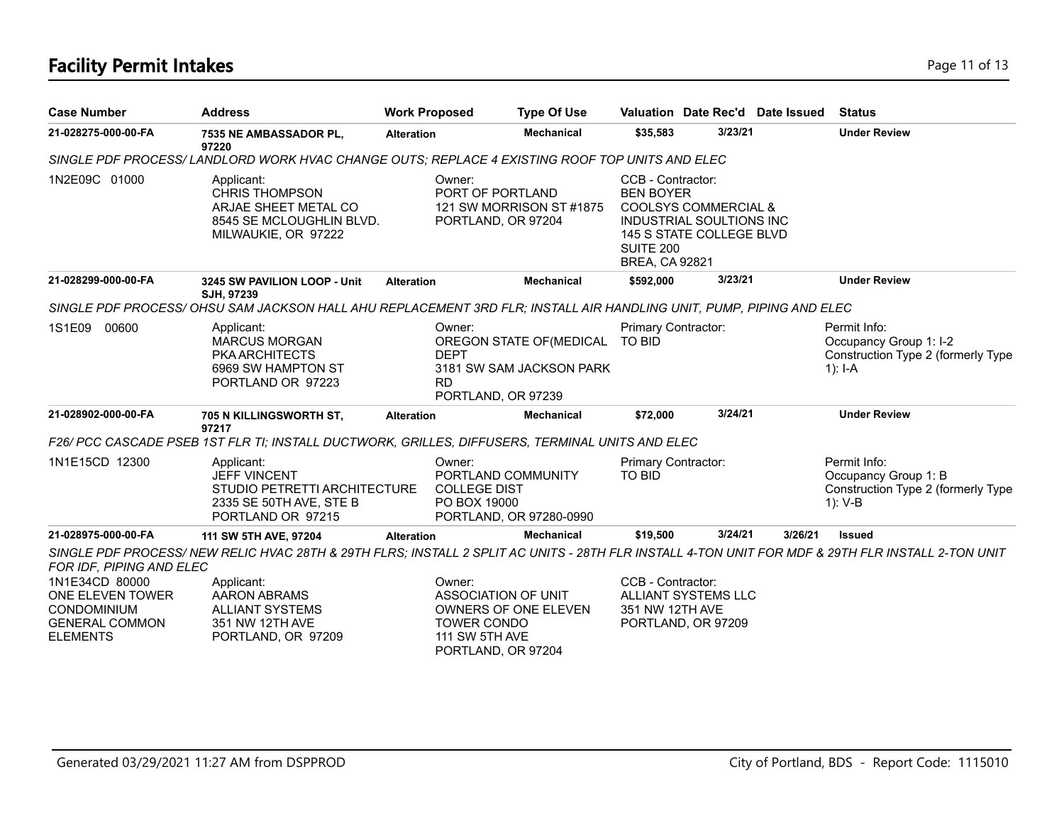# Facility Permit Intakes

| Case Number | Address | Work Proposed | Type Of Use | Valuation | Date Rec'd | Date Issued | Status |
|---|---|---|---|---|---|---|---|
| 21-028275-000-00-FA | 7535 NE AMBASSADOR PL, 97220 | Alteration | Mechanical | $35,583 | 3/23/21 | | Under Review |

*SINGLE PDF PROCESS/ LANDLORD WORK HVAC CHANGE OUTS; REPLACE 4 EXISTING ROOF TOP UNITS AND ELEC*

1N2E09C 01000

Applicant:
CHRIS THOMPSON
ARJAE SHEET METAL CO
8545 SE MCLOUGHLIN BLVD.
MILWAUKIE, OR 97222

Owner:
PORT OF PORTLAND
121 SW MORRISON ST #1875
PORTLAND, OR 97204

CCB - Contractor:
BEN BOYER
COOLSYS COMMERCIAL &
INDUSTRIAL SOULTIONS INC
145 S STATE COLLEGE BLVD
SUITE 200
BREA, CA 92821

| Case Number | Address | Work Proposed | Type Of Use | Valuation | Date Rec'd | Date Issued | Status |
|---|---|---|---|---|---|---|---|
| 21-028299-000-00-FA | 3245 SW PAVILION LOOP - Unit SJH, 97239 | Alteration | Mechanical | $592,000 | 3/23/21 | | Under Review |

*SINGLE PDF PROCESS/ OHSU SAM JACKSON HALL AHU REPLACEMENT 3RD FLR; INSTALL AIR HANDLING UNIT, PUMP, PIPING AND ELEC*

1S1E09 00600

Applicant:
MARCUS MORGAN
PKA ARCHITECTS
6969 SW HAMPTON ST
PORTLAND OR 97223

Owner:
OREGON STATE OF(MEDICAL DEPT
3181 SW SAM JACKSON PARK RD
PORTLAND, OR 97239

Primary Contractor:
TO BID

Permit Info:
Occupancy Group 1: I-2
Construction Type 2 (formerly Type 1): I-A

| Case Number | Address | Work Proposed | Type Of Use | Valuation | Date Rec'd | Date Issued | Status |
|---|---|---|---|---|---|---|---|
| 21-028902-000-00-FA | 705 N KILLINGSWORTH ST, 97217 | Alteration | Mechanical | $72,000 | 3/24/21 | | Under Review |

*F26/ PCC CASCADE PSEB 1ST FLR TI; INSTALL DUCTWORK, GRILLES, DIFFUSERS, TERMINAL UNITS AND ELEC*

1N1E15CD 12300

Applicant:
JEFF VINCENT
STUDIO PETRETTI ARCHITECTURE
2335 SE 50TH AVE, STE B
PORTLAND OR 97215

Owner:
PORTLAND COMMUNITY COLLEGE DIST
PO BOX 19000
PORTLAND, OR 97280-0990

Primary Contractor:
TO BID

Permit Info:
Occupancy Group 1: B
Construction Type 2 (formerly Type 1): V-B

| Case Number | Address | Work Proposed | Type Of Use | Valuation | Date Rec'd | Date Issued | Status |
|---|---|---|---|---|---|---|---|
| 21-028975-000-00-FA | 111 SW 5TH AVE, 97204 | Alteration | Mechanical | $19,500 | 3/24/21 | 3/26/21 | Issued |

*SINGLE PDF PROCESS/ NEW RELIC HVAC 28TH & 29TH FLRS; INSTALL 2 SPLIT AC UNITS - 28TH FLR INSTALL 4-TON UNIT FOR MDF & 29TH FLR INSTALL 2-TON UNIT FOR IDF, PIPING AND ELEC*

1N1E34CD 80000
ONE ELEVEN TOWER CONDOMINIUM
GENERAL COMMON ELEMENTS

Applicant:
AARON ABRAMS
ALLIANT SYSTEMS
351 NW 12TH AVE
PORTLAND, OR 97209

Owner:
ASSOCIATION OF UNIT OWNERS OF ONE ELEVEN TOWER CONDO
111 SW 5TH AVE
PORTLAND, OR 97204

CCB - Contractor:
ALLIANT SYSTEMS LLC
351 NW 12TH AVE
PORTLAND, OR 97209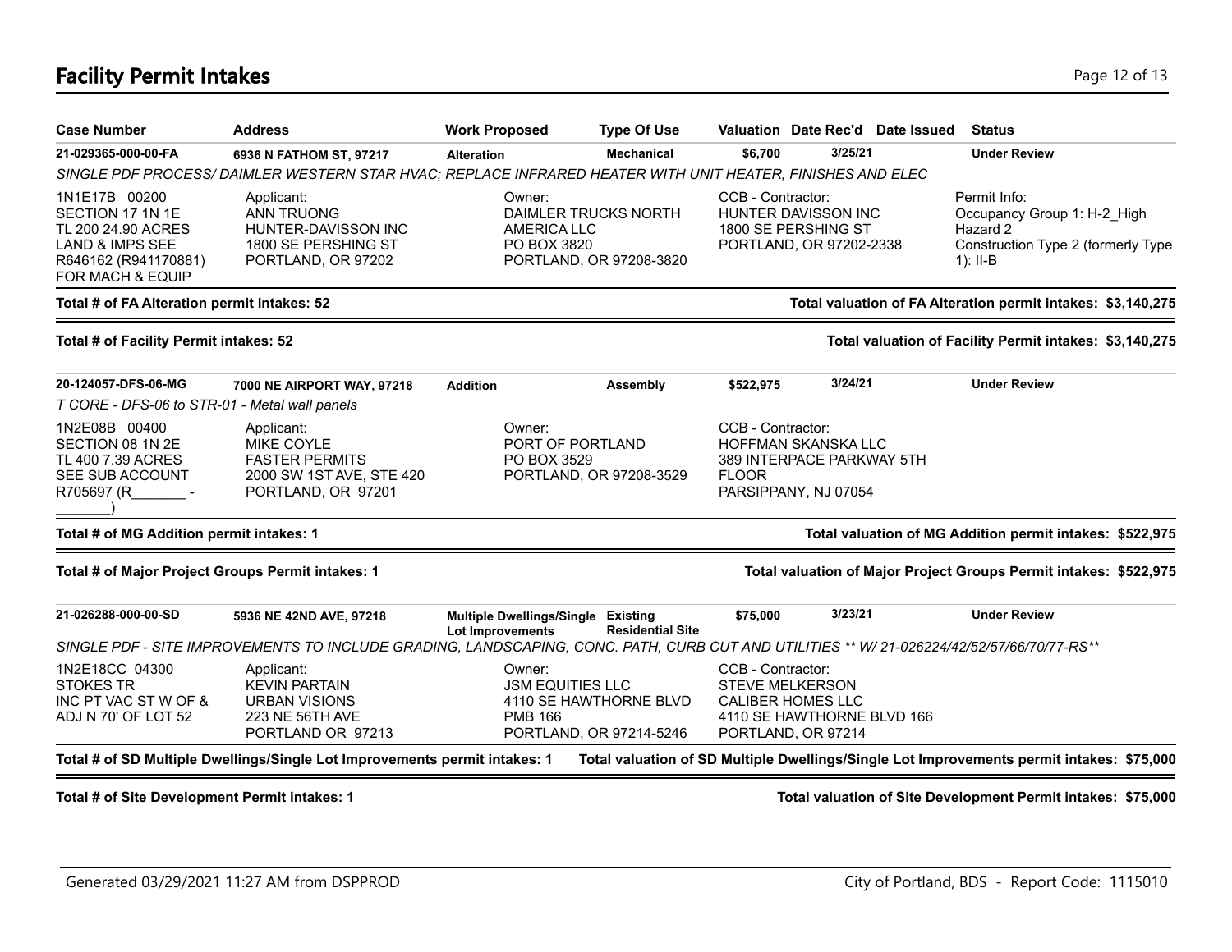## Facility Permit Intakes

| Case Number | Address | Work Proposed | Type Of Use | Valuation | Date Rec'd | Date Issued | Status |
|---|---|---|---|---|---|---|---|
| **21-029365-000-00-FA** | **6936 N FATHOM ST, 97217** | **Alteration** | **Mechanical** | **$6,700** | **3/25/21** | | **Under Review** |

*SINGLE PDF PROCESS/ DAIMLER WESTERN STAR HVAC; REPLACE INFRARED HEATER WITH UNIT HEATER, FINISHES AND ELEC*

| | | | | |
|---|---|---|---|---|
| 1N1E17B 00200<br>SECTION 17 1N 1E<br>TL 200 24.90 ACRES<br>LAND & IMPS SEE<br>R646162 (R941170881)<br>FOR MACH & EQUIP | Applicant:<br>ANN TRUONG<br>HUNTER-DAVISSON INC<br>1800 SE PERSHING ST<br>PORTLAND, OR 97202 | Owner:<br>DAIMLER TRUCKS NORTH<br>AMERICA LLC<br>PO BOX 3820<br>PORTLAND, OR 97208-3820 | CCB - Contractor:<br>HUNTER DAVISSON INC<br>1800 SE PERSHING ST<br>PORTLAND, OR 97202-2338 | Permit Info:<br>Occupancy Group 1: H-2_High Hazard 2<br>Construction Type 2 (formerly Type 1): II-B |

**Total # of FA Alteration permit intakes: 52** — **Total valuation of FA Alteration permit intakes: $3,140,275**

**Total # of Facility Permit intakes: 52** — **Total valuation of Facility Permit intakes: $3,140,275**

| Case Number | Address | Work Proposed | Type Of Use | Valuation | Date Rec'd | Date Issued | Status |
|---|---|---|---|---|---|---|---|
| **20-124057-DFS-06-MG** | **7000 NE AIRPORT WAY, 97218** | **Addition** | **Assembly** | **$522,975** | **3/24/21** | | **Under Review** |

*T CORE - DFS-06 to STR-01 - Metal wall panels*

| | | | |
|---|---|---|---|
| 1N2E08B 00400<br>SECTION 08 1N 2E<br>TL 400 7.39 ACRES<br>SEE SUB ACCOUNT<br>R705697 (R_______ - _______) | Applicant:<br>MIKE COYLE<br>FASTER PERMITS<br>2000 SW 1ST AVE, STE 420<br>PORTLAND, OR 97201 | Owner:<br>PORT OF PORTLAND<br>PO BOX 3529<br>PORTLAND, OR 97208-3529 | CCB - Contractor:<br>HOFFMAN SKANSKA LLC<br>389 INTERPACE PARKWAY 5TH FLOOR<br>PARSIPPANY, NJ 07054 |

**Total # of MG Addition permit intakes: 1** — **Total valuation of MG Addition permit intakes: $522,975**

**Total # of Major Project Groups Permit intakes: 1** — **Total valuation of Major Project Groups Permit intakes: $522,975**

| Case Number | Address | Work Proposed | Type Of Use | Valuation | Date Rec'd | Date Issued | Status |
|---|---|---|---|---|---|---|---|
| **21-026288-000-00-SD** | **5936 NE 42ND AVE, 97218** | **Multiple Dwellings/Single Lot Improvements** | **Existing Residential Site** | **$75,000** | **3/23/21** | | **Under Review** |

*SINGLE PDF - SITE IMPROVEMENTS TO INCLUDE GRADING, LANDSCAPING, CONC. PATH, CURB CUT AND UTILITIES ** W/ 21-026224/42/52/57/66/70/77-RS***

| | | | |
|---|---|---|---|
| 1N2E18CC 04300<br>STOKES TR<br>INC PT VAC ST W OF &<br>ADJ N 70' OF LOT 52 | Applicant:<br>KEVIN PARTAIN<br>URBAN VISIONS<br>223 NE 56TH AVE<br>PORTLAND OR 97213 | Owner:<br>JSM EQUITIES LLC<br>4110 SE HAWTHORNE BLVD<br>PMB 166<br>PORTLAND, OR 97214-5246 | CCB - Contractor:<br>STEVE MELKERSON<br>CALIBER HOMES LLC<br>4110 SE HAWTHORNE BLVD 166<br>PORTLAND, OR 97214 |

**Total # of SD Multiple Dwellings/Single Lot Improvements permit intakes: 1** — **Total valuation of SD Multiple Dwellings/Single Lot Improvements permit intakes: $75,000**

**Total # of Site Development Permit intakes: 1** — **Total valuation of Site Development Permit intakes: $75,000**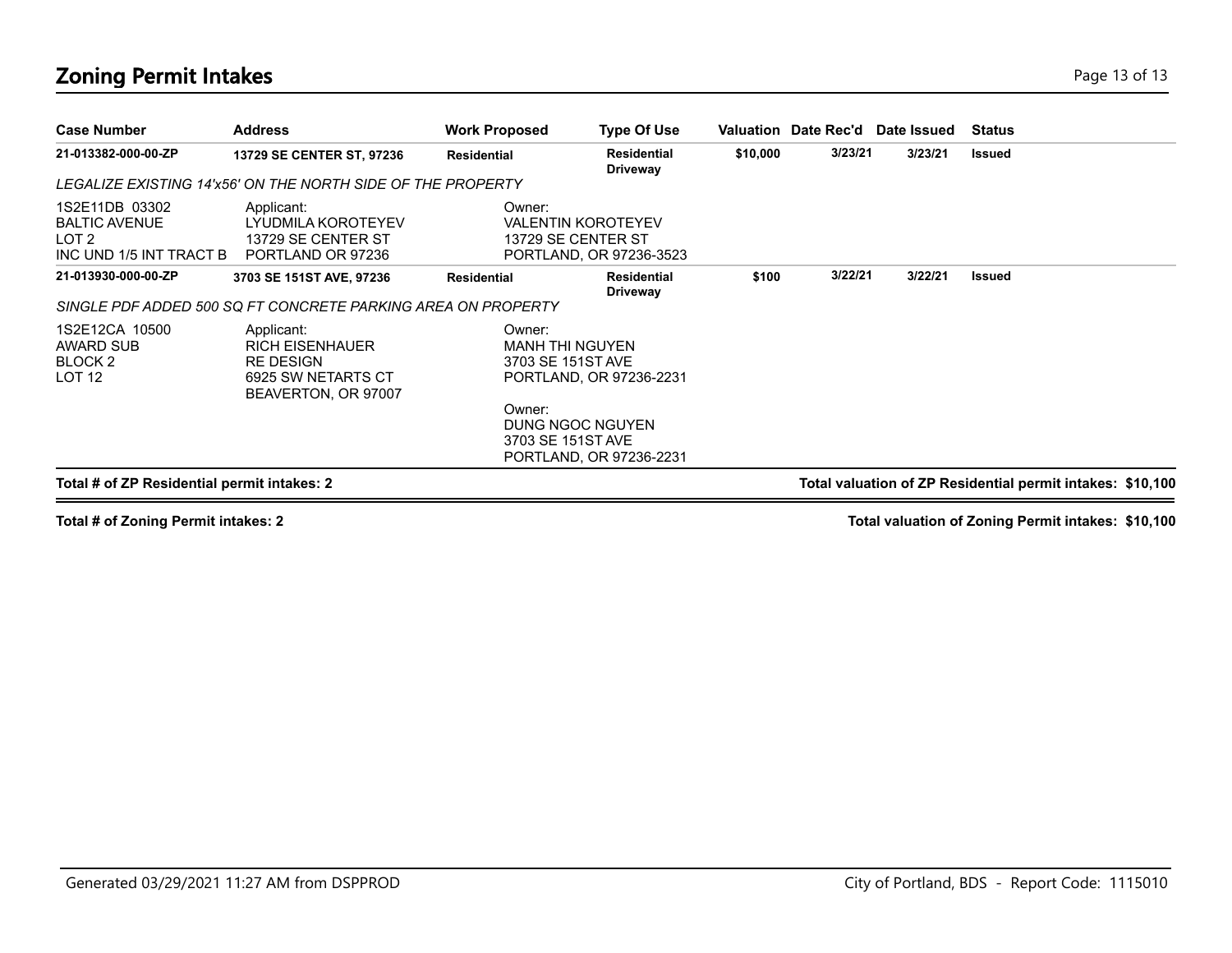# Zoning Permit Intakes

| Case Number | Address | Work Proposed | Type Of Use | Valuation | Date Rec'd | Date Issued | Status |
|---|---|---|---|---|---|---|---|
| **21-013382-000-00-ZP** | **13729 SE CENTER ST, 97236** | **Residential** | **Residential Driveway** | **$10,000** | **3/23/21** | **3/23/21** | **Issued** |
| *LEGALIZE EXISTING 14'x56' ON THE NORTH SIDE OF THE PROPERTY* | | | | | | | |
| 1S2E11DB 03302<br>BALTIC AVENUE<br>LOT 2<br>INC UND 1/5 INT TRACT B | Applicant:<br>LYUDMILA KOROTEYEV<br>13729 SE CENTER ST<br>PORTLAND OR 97236 | Owner:<br>VALENTIN KOROTEYEV<br>13729 SE CENTER ST<br>PORTLAND, OR 97236-3523 | | | | | |
| **21-013930-000-00-ZP** | **3703 SE 151ST AVE, 97236** | **Residential** | **Residential Driveway** | **$100** | **3/22/21** | **3/22/21** | **Issued** |
| *SINGLE PDF ADDED 500 SQ FT CONCRETE PARKING AREA ON PROPERTY* | | | | | | | |
| 1S2E12CA 10500<br>AWARD SUB<br>BLOCK 2<br>LOT 12 | Applicant:<br>RICH EISENHAUER<br>RE DESIGN<br>6925 SW NETARTS CT<br>BEAVERTON, OR 97007 | Owner:<br>MANH THI NGUYEN<br>3703 SE 151ST AVE<br>PORTLAND, OR 97236-2231<br><br>Owner:<br>DUNG NGOC NGUYEN<br>3703 SE 151ST AVE<br>PORTLAND, OR 97236-2231 | | | | | |

**Total # of ZP Residential permit intakes: 2** — **Total valuation of ZP Residential permit intakes: $10,100**

**Total # of Zoning Permit intakes: 2** — **Total valuation of Zoning Permit intakes: $10,100**

Generated 03/29/2021 11:27 AM from DSPPROD — City of Portland, BDS - Report Code: 1115010